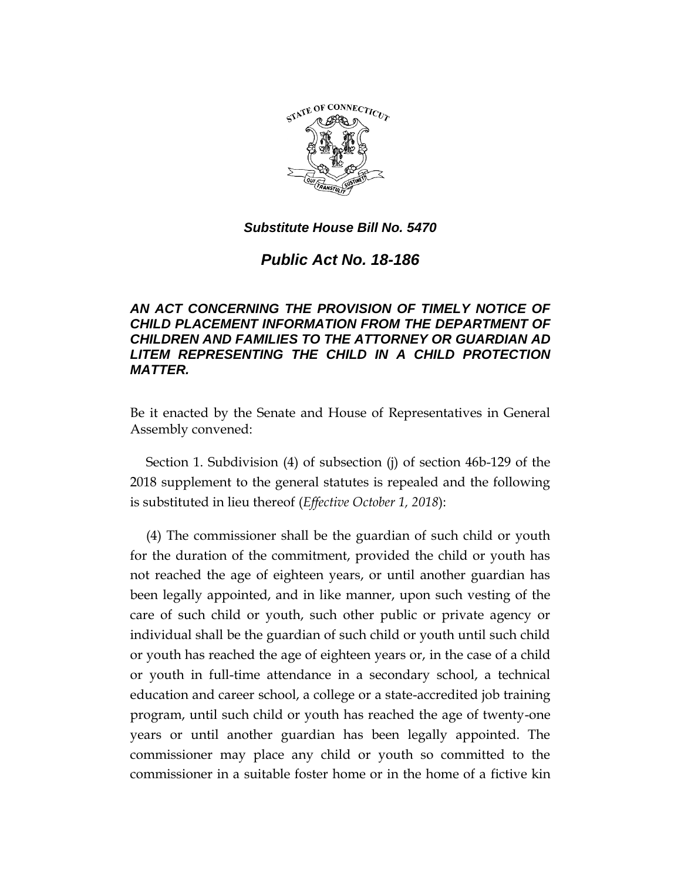***Substitute House Bill No. 5470***

# *Public Act No. 18-186*

***AN ACT CONCERNING THE PROVISION OF TIMELY NOTICE OF CHILD PLACEMENT INFORMATION FROM THE DEPARTMENT OF CHILDREN AND FAMILIES TO THE ATTORNEY OR GUARDIAN AD LITEM REPRESENTING THE CHILD IN A CHILD PROTECTION MATTER.***

Be it enacted by the Senate and House of Representatives in General Assembly convened:

Section 1. Subdivision (4) of subsection (j) of section 46b-129 of the 2018 supplement to the general statutes is repealed and the following is substituted in lieu thereof (*Effective October 1, 2018*):

(4) The commissioner shall be the guardian of such child or youth for the duration of the commitment, provided the child or youth has not reached the age of eighteen years, or until another guardian has been legally appointed, and in like manner, upon such vesting of the care of such child or youth, such other public or private agency or individual shall be the guardian of such child or youth until such child or youth has reached the age of eighteen years or, in the case of a child or youth in full-time attendance in a secondary school, a technical education and career school, a college or a state-accredited job training program, until such child or youth has reached the age of twenty-one years or until another guardian has been legally appointed. The commissioner may place any child or youth so committed to the commissioner in a suitable foster home or in the home of a fictive kin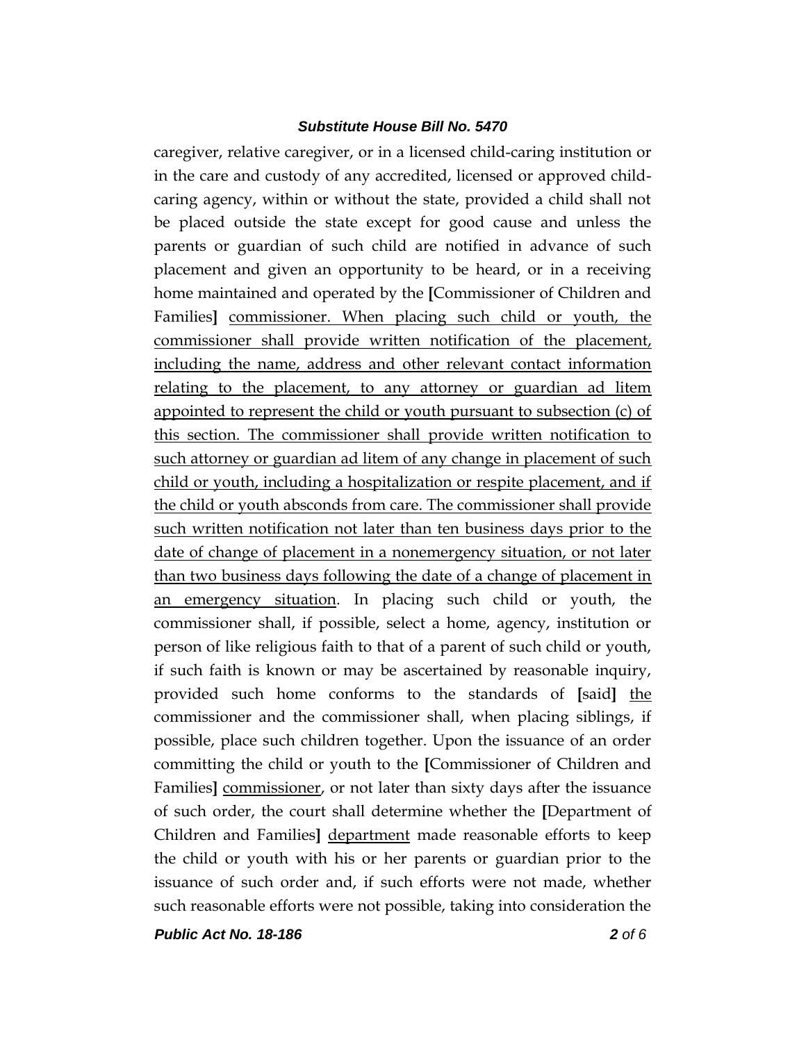caregiver, relative caregiver, or in a licensed child-caring institution or in the care and custody of any accredited, licensed or approved child-caring agency, within or without the state, provided a child shall not be placed outside the state except for good cause and unless the parents or guardian of such child are notified in advance of such placement and given an opportunity to be heard, or in a receiving home maintained and operated by the [Commissioner of Children and Families] commissioner. When placing such child or youth, the commissioner shall provide written notification of the placement, including the name, address and other relevant contact information relating to the placement, to any attorney or guardian ad litem appointed to represent the child or youth pursuant to subsection (c) of this section. The commissioner shall provide written notification to such attorney or guardian ad litem of any change in placement of such child or youth, including a hospitalization or respite placement, and if the child or youth absconds from care. The commissioner shall provide such written notification not later than ten business days prior to the date of change of placement in a nonemergency situation, or not later than two business days following the date of a change of placement in an emergency situation. In placing such child or youth, the commissioner shall, if possible, select a home, agency, institution or person of like religious faith to that of a parent of such child or youth, if such faith is known or may be ascertained by reasonable inquiry, provided such home conforms to the standards of [said] the commissioner and the commissioner shall, when placing siblings, if possible, place such children together. Upon the issuance of an order committing the child or youth to the [Commissioner of Children and Families] commissioner, or not later than sixty days after the issuance of such order, the court shall determine whether the [Department of Children and Families] department made reasonable efforts to keep the child or youth with his or her parents or guardian prior to the issuance of such order and, if such efforts were not made, whether such reasonable efforts were not possible, taking into consideration the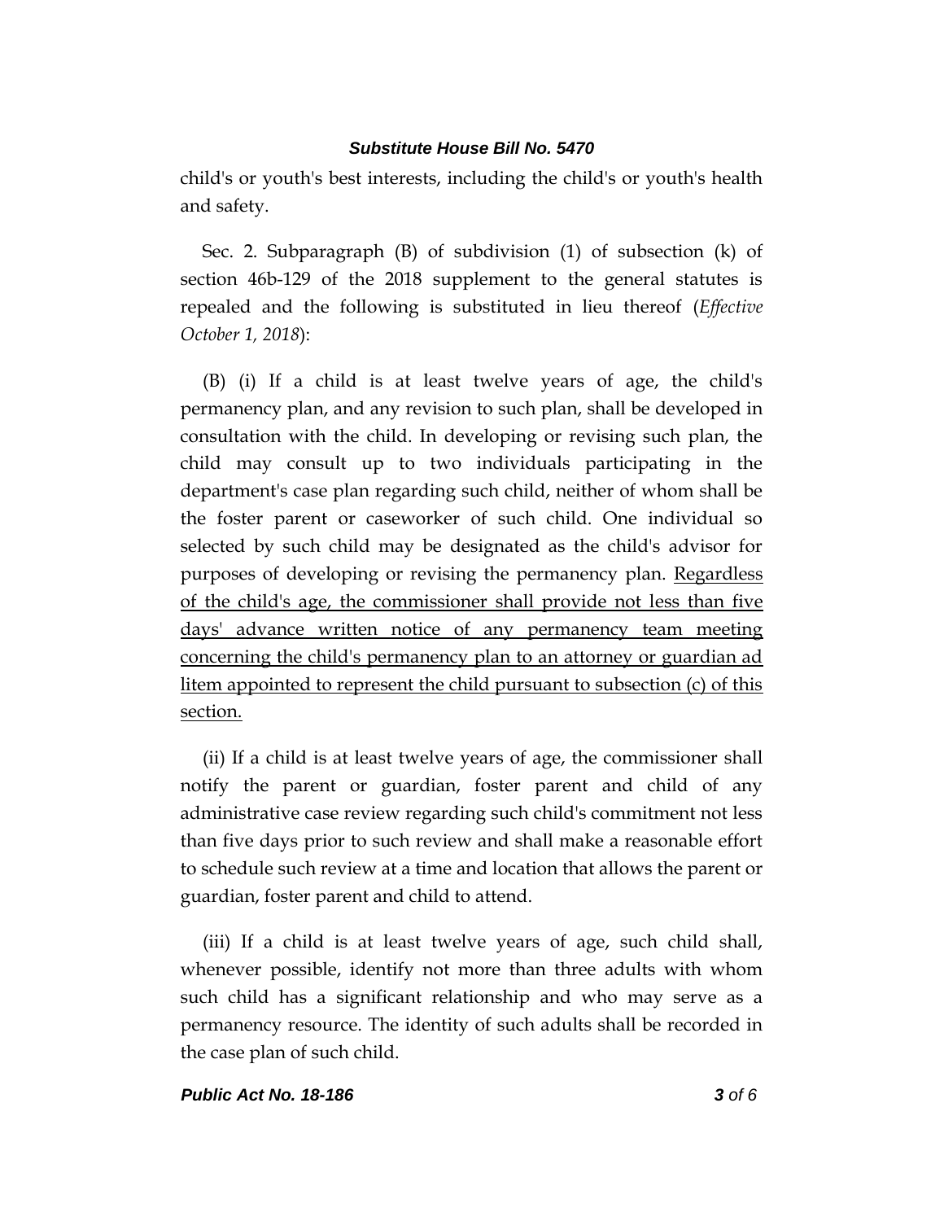child's or youth's best interests, including the child's or youth's health and safety.

Sec. 2. Subparagraph (B) of subdivision (1) of subsection (k) of section 46b-129 of the 2018 supplement to the general statutes is repealed and the following is substituted in lieu thereof (*Effective October 1, 2018*):

(B) (i) If a child is at least twelve years of age, the child's permanency plan, and any revision to such plan, shall be developed in consultation with the child. In developing or revising such plan, the child may consult up to two individuals participating in the department's case plan regarding such child, neither of whom shall be the foster parent or caseworker of such child. One individual so selected by such child may be designated as the child's advisor for purposes of developing or revising the permanency plan. <u>Regardless of the child's age, the commissioner shall provide not less than five days' advance written notice of any permanency team meeting concerning the child's permanency plan to an attorney or guardian ad litem appointed to represent the child pursuant to subsection (c) of this section.</u>

(ii) If a child is at least twelve years of age, the commissioner shall notify the parent or guardian, foster parent and child of any administrative case review regarding such child's commitment not less than five days prior to such review and shall make a reasonable effort to schedule such review at a time and location that allows the parent or guardian, foster parent and child to attend.

(iii) If a child is at least twelve years of age, such child shall, whenever possible, identify not more than three adults with whom such child has a significant relationship and who may serve as a permanency resource. The identity of such adults shall be recorded in the case plan of such child.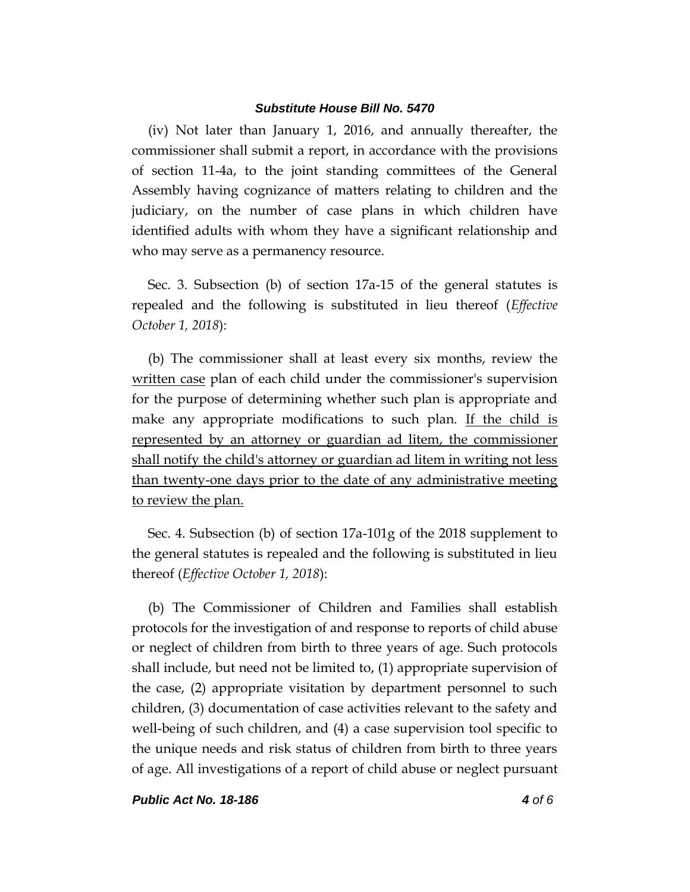(iv) Not later than January 1, 2016, and annually thereafter, the commissioner shall submit a report, in accordance with the provisions of section 11-4a, to the joint standing committees of the General Assembly having cognizance of matters relating to children and the judiciary, on the number of case plans in which children have identified adults with whom they have a significant relationship and who may serve as a permanency resource.

Sec. 3. Subsection (b) of section 17a-15 of the general statutes is repealed and the following is substituted in lieu thereof (*Effective October 1, 2018*):

(b) The commissioner shall at least every six months, review the <u>written case</u> plan of each child under the commissioner's supervision for the purpose of determining whether such plan is appropriate and make any appropriate modifications to such plan. <u>If the child is represented by an attorney or guardian ad litem, the commissioner shall notify the child's attorney or guardian ad litem in writing not less than twenty-one days prior to the date of any administrative meeting to review the plan.</u>

Sec. 4. Subsection (b) of section 17a-101g of the 2018 supplement to the general statutes is repealed and the following is substituted in lieu thereof (*Effective October 1, 2018*):

(b) The Commissioner of Children and Families shall establish protocols for the investigation of and response to reports of child abuse or neglect of children from birth to three years of age. Such protocols shall include, but need not be limited to, (1) appropriate supervision of the case, (2) appropriate visitation by department personnel to such children, (3) documentation of case activities relevant to the safety and well-being of such children, and (4) a case supervision tool specific to the unique needs and risk status of children from birth to three years of age. All investigations of a report of child abuse or neglect pursuant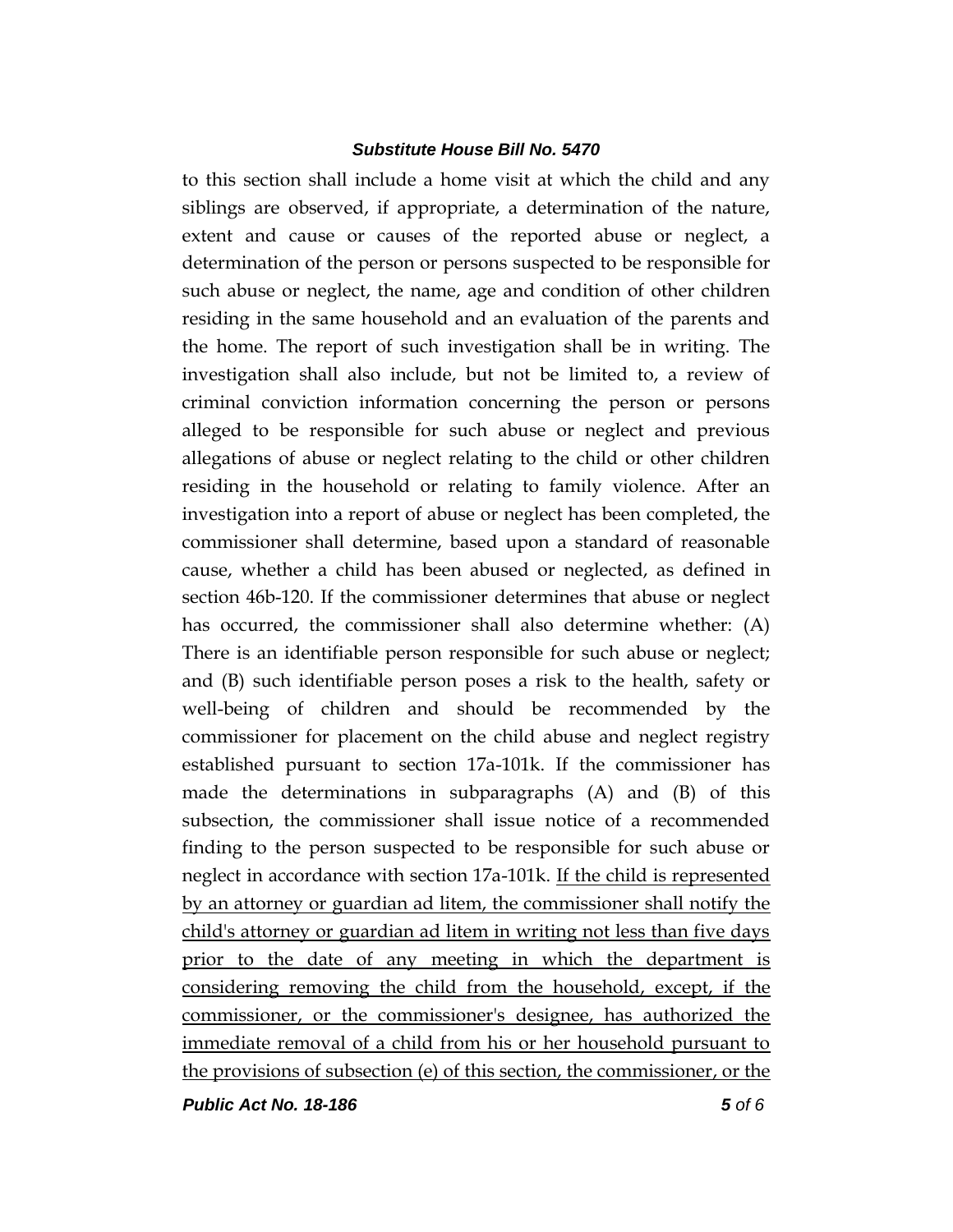to this section shall include a home visit at which the child and any siblings are observed, if appropriate, a determination of the nature, extent and cause or causes of the reported abuse or neglect, a determination of the person or persons suspected to be responsible for such abuse or neglect, the name, age and condition of other children residing in the same household and an evaluation of the parents and the home. The report of such investigation shall be in writing. The investigation shall also include, but not be limited to, a review of criminal conviction information concerning the person or persons alleged to be responsible for such abuse or neglect and previous allegations of abuse or neglect relating to the child or other children residing in the household or relating to family violence. After an investigation into a report of abuse or neglect has been completed, the commissioner shall determine, based upon a standard of reasonable cause, whether a child has been abused or neglected, as defined in section 46b-120. If the commissioner determines that abuse or neglect has occurred, the commissioner shall also determine whether: (A) There is an identifiable person responsible for such abuse or neglect; and (B) such identifiable person poses a risk to the health, safety or well-being of children and should be recommended by the commissioner for placement on the child abuse and neglect registry established pursuant to section 17a-101k. If the commissioner has made the determinations in subparagraphs (A) and (B) of this subsection, the commissioner shall issue notice of a recommended finding to the person suspected to be responsible for such abuse or neglect in accordance with section 17a-101k. <u>If the child is represented by an attorney or guardian ad litem, the commissioner shall notify the child's attorney or guardian ad litem in writing not less than five days prior to the date of any meeting in which the department is considering removing the child from the household, except, if the commissioner, or the commissioner's designee, has authorized the immediate removal of a child from his or her household pursuant to the provisions of subsection (e) of this section, the commissioner, or the</u>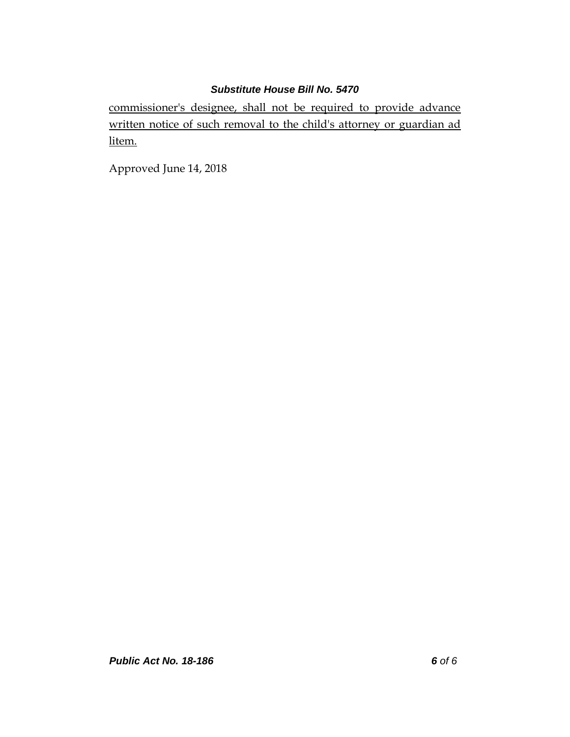commissioner's designee, shall not be required to provide advance written notice of such removal to the child's attorney or guardian ad litem.

Approved June 14, 2018